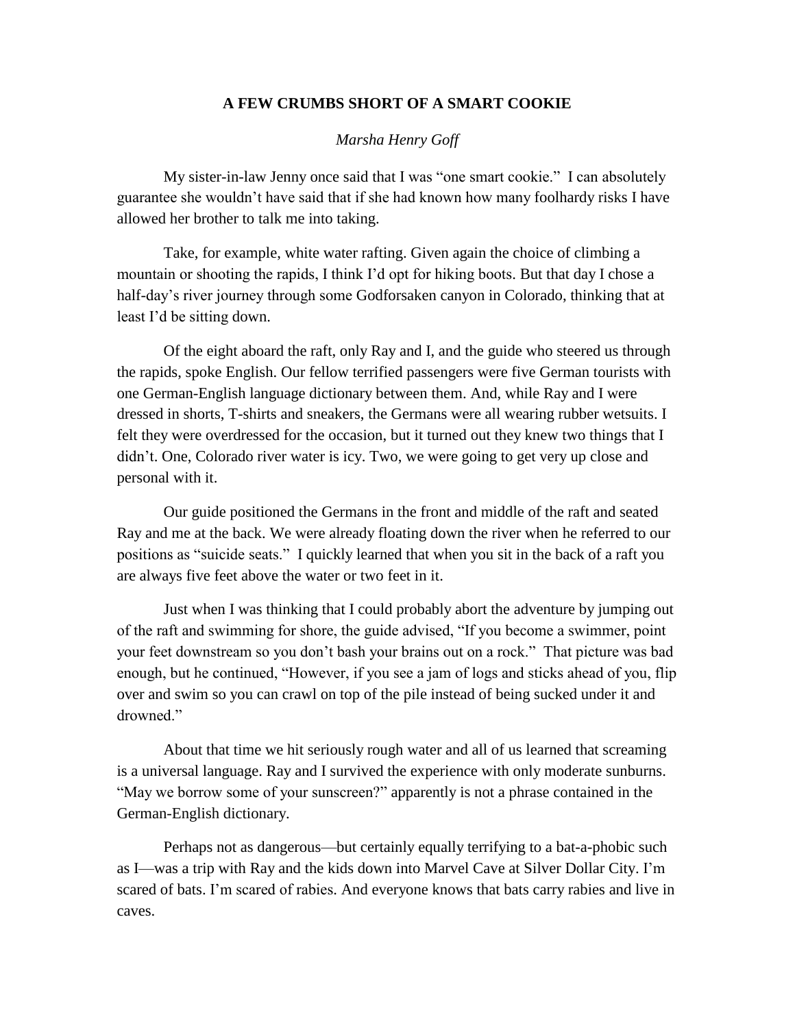# A FEW CRUMBS SHORT OF A SMART COOKIE

*Marsha Henry Goff*

My sister-in-law Jenny once said that I was "one smart cookie." I can absolutely guarantee she wouldn't have said that if she had known how many foolhardy risks I have allowed her brother to talk me into taking.

Take, for example, white water rafting. Given again the choice of climbing a mountain or shooting the rapids, I think I'd opt for hiking boots. But that day I chose a half-day's river journey through some Godforsaken canyon in Colorado, thinking that at least I'd be sitting down.

Of the eight aboard the raft, only Ray and I, and the guide who steered us through the rapids, spoke English. Our fellow terrified passengers were five German tourists with one German-English language dictionary between them. And, while Ray and I were dressed in shorts, T-shirts and sneakers, the Germans were all wearing rubber wetsuits. I felt they were overdressed for the occasion, but it turned out they knew two things that I didn't. One, Colorado river water is icy. Two, we were going to get very up close and personal with it.

Our guide positioned the Germans in the front and middle of the raft and seated Ray and me at the back. We were already floating down the river when he referred to our positions as "suicide seats." I quickly learned that when you sit in the back of a raft you are always five feet above the water or two feet in it.

Just when I was thinking that I could probably abort the adventure by jumping out of the raft and swimming for shore, the guide advised, "If you become a swimmer, point your feet downstream so you don't bash your brains out on a rock." That picture was bad enough, but he continued, "However, if you see a jam of logs and sticks ahead of you, flip over and swim so you can crawl on top of the pile instead of being sucked under it and drowned."

About that time we hit seriously rough water and all of us learned that screaming is a universal language. Ray and I survived the experience with only moderate sunburns. "May we borrow some of your sunscreen?" apparently is not a phrase contained in the German-English dictionary.

Perhaps not as dangerous—but certainly equally terrifying to a bat-a-phobic such as I—was a trip with Ray and the kids down into Marvel Cave at Silver Dollar City. I'm scared of bats. I'm scared of rabies. And everyone knows that bats carry rabies and live in caves.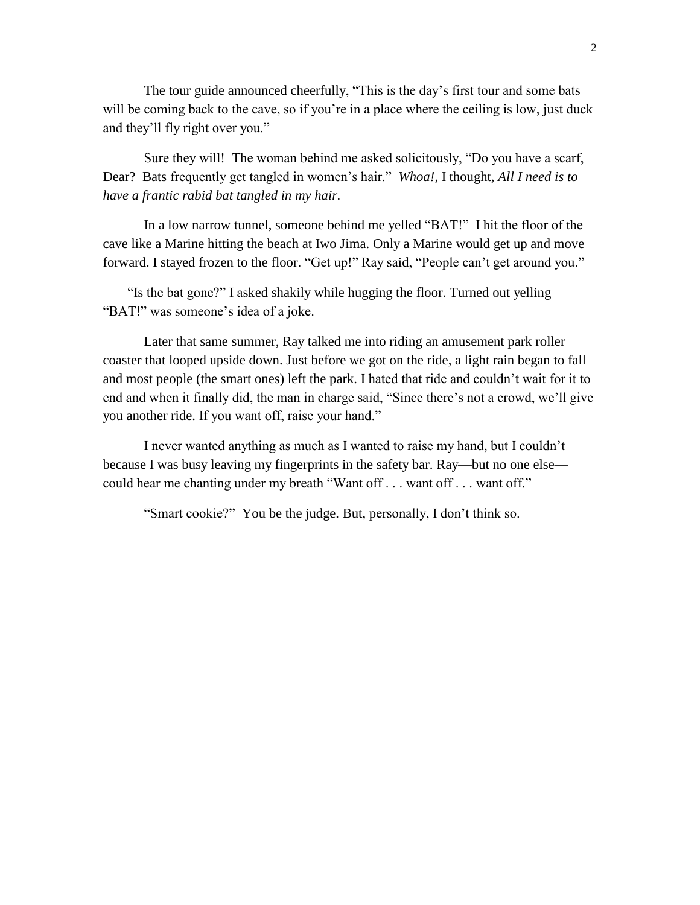The tour guide announced cheerfully, "This is the day's first tour and some bats will be coming back to the cave, so if you're in a place where the ceiling is low, just duck and they'll fly right over you."

Sure they will! The woman behind me asked solicitously, "Do you have a scarf, Dear? Bats frequently get tangled in women's hair." *Whoa!*, I thought, *All I need is to have a frantic rabid bat tangled in my hair.*

In a low narrow tunnel, someone behind me yelled "BAT!" I hit the floor of the cave like a Marine hitting the beach at Iwo Jima. Only a Marine would get up and move forward. I stayed frozen to the floor. "Get up!" Ray said, "People can't get around you."

"Is the bat gone?" I asked shakily while hugging the floor. Turned out yelling "BAT!" was someone's idea of a joke.

Later that same summer, Ray talked me into riding an amusement park roller coaster that looped upside down. Just before we got on the ride, a light rain began to fall and most people (the smart ones) left the park. I hated that ride and couldn't wait for it to end and when it finally did, the man in charge said, "Since there's not a crowd, we'll give you another ride. If you want off, raise your hand."

I never wanted anything as much as I wanted to raise my hand, but I couldn't because I was busy leaving my fingerprints in the safety bar. Ray—but no one else—could hear me chanting under my breath "Want off . . . want off . . . want off."

"Smart cookie?" You be the judge. But, personally, I don't think so.